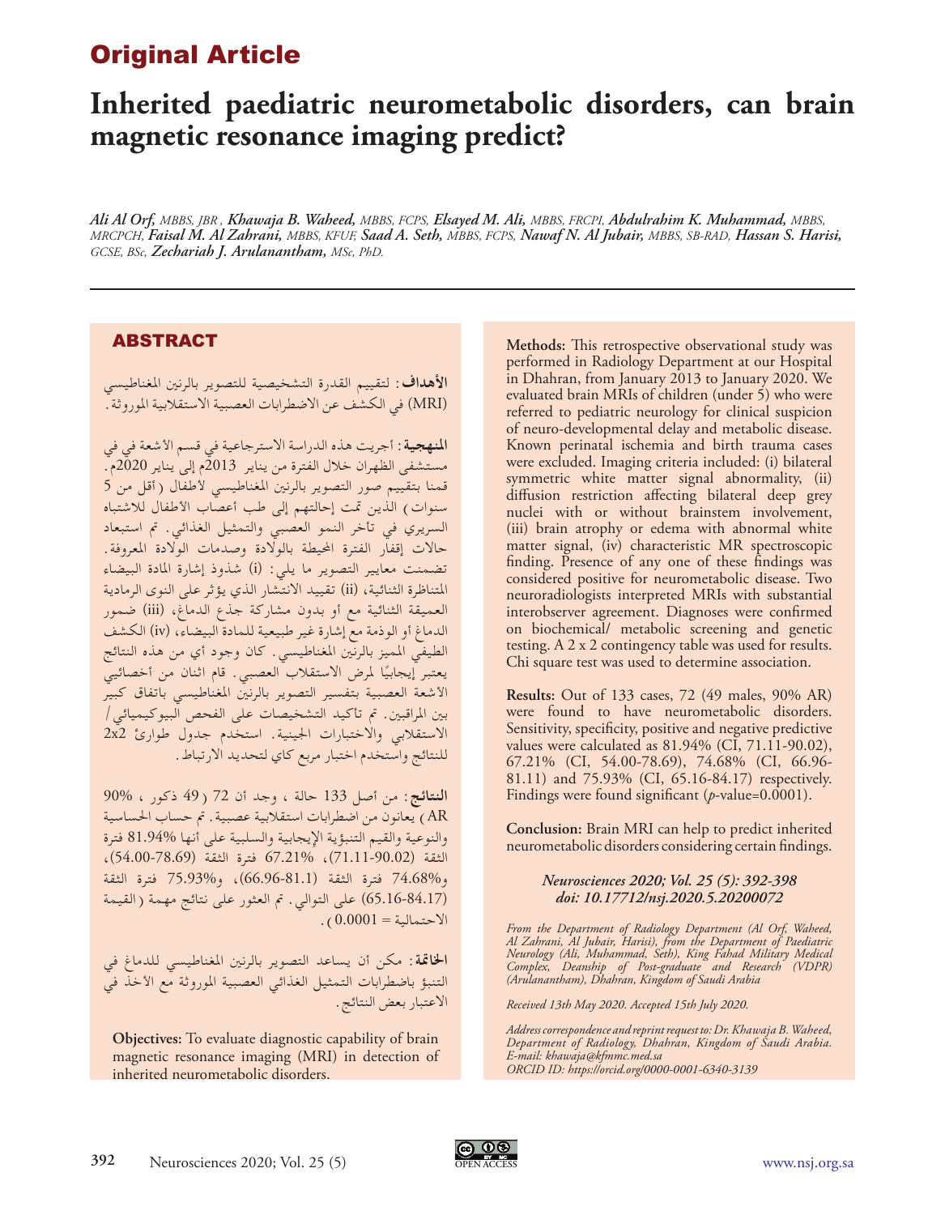# Original Article

# Inherited paediatric neurometabolic disorders, can brain magnetic resonance imaging predict?

*Ali Al Orf, MBBS, JBR, Khawaja B. Waheed, MBBS, FCPS, Elsayed M. Ali, MBBS, FRCPI, Abdulrahim K. Muhammad, MBBS, MRCPCH, Faisal M. Al Zahrani, MBBS, KFUF, Saad A. Seth, MBBS, FCPS, Nawaf N. Al Jubair, MBBS, SB-RAD, Hassan S. Harisi, GCSE, BSc, Zechariah J. Arulanantham, MSc, PhD.*

## ABSTRACT

**الأهداف**: لتقييم القدرة التشخيصية للتصوير بالرنين المغناطيسي (MRI) في الكشف عن الاضطرابات العصبية الاستقلابية الموروثة.

**المنهجية**: أجريت هذه الدراسة الاسترجاعية في قسم الأشعة في في مستشفى الظهران خلال الفترة من يناير 2013م إلى يناير 2020م. قمنا بتقييم صور التصوير بالرنين المغناطيسي لأطفال (أقل من 5 سنوات) الذين تمت إحالتهم إلى طب أعصاب الأطفال للاشتباه السريري في تأخر النمو العصبي والتمثيل الغذائي. تم استبعاد حالات إقفار الفترة المحيطة بالولادة وصدمات الولادة المعروفة. تضمنت معايير التصوير ما يلي: (i) شذوذ إشارة المادة البيضاء المتناظرة الثنائية، (ii) تقييد الانتشار الذي يؤثر على النوى الرمادية العميقة الثنائية مع أو بدون مشاركة جذع الدماغ، (iii) ضمور الدماغ أو الوذمة مع إشارة غير طبيعية للمادة البيضاء، (iv) الكشف الطيفي المميز بالرنين المغناطيسي. كان وجود أي من هذه النتائج يعتبر إيجابيًا لمرض الاستقلاب العصبي. قام اثنان من أخصائيي الأشعة العصبية بتفسير التصوير بالرنين المغناطيسي باتفاق كبير بين المراقبين. تم تأكيد التشخيصات على الفحص البيوكيميائي/ الاستقلابي والاختبارات الجينية. استخدم جدول طوارئ 2x2 للنتائج واستخدم اختبار مربع كاي لتحديد الارتباط.

**النتائج**: من أصل 133 حالة ، وجد أن 72 (49 ذكور ، 90% AR) يعانون من اضطرابات استقلابية عصبية. تم حساب الحساسية والنوعية والقيم التنبؤية الإيجابية والسلبية على أنها 81.94% فترة الثقة (71.11-90.02)، 67.21% فترة الثقة (54.00-78.69)، و74.68% فترة الثقة (66.96-81.1)، و75.93% فترة الثقة (65.16-84.17) على التوالي. تم العثور على نتائج مهمة (القيمة الاحتمالية = 0.0001).

**الخاتمة**: مكن أن يساعد التصوير بالرنين المغناطيسي للدماغ في التنبؤ باضطرابات التمثيل الغذائي العصبية الموروثة مع الأخذ في الاعتبار بعض النتائج.

**Objectives:** To evaluate diagnostic capability of brain magnetic resonance imaging (MRI) in detection of inherited neurometabolic disorders.

**Methods:** This retrospective observational study was performed in Radiology Department at our Hospital in Dhahran, from January 2013 to January 2020. We evaluated brain MRIs of children (under 5) who were referred to pediatric neurology for clinical suspicion of neuro-developmental delay and metabolic disease. Known perinatal ischemia and birth trauma cases were excluded. Imaging criteria included: (i) bilateral symmetric white matter signal abnormality, (ii) diffusion restriction affecting bilateral deep grey nuclei with or without brainstem involvement, (iii) brain atrophy or edema with abnormal white matter signal, (iv) characteristic MR spectroscopic finding. Presence of any one of these findings was considered positive for neurometabolic disease. Two neuroradiologists interpreted MRIs with substantial interobserver agreement. Diagnoses were confirmed on biochemical/ metabolic screening and genetic testing. A 2 x 2 contingency table was used for results. Chi square test was used to determine association.

**Results:** Out of 133 cases, 72 (49 males, 90% AR) were found to have neurometabolic disorders. Sensitivity, specificity, positive and negative predictive values were calculated as 81.94% (CI, 71.11-90.02), 67.21% (CI, 54.00-78.69), 74.68% (CI, 66.96-81.11) and 75.93% (CI, 65.16-84.17) respectively. Findings were found significant (*p*-value=0.0001).

**Conclusion:** Brain MRI can help to predict inherited neurometabolic disorders considering certain findings.

*Neurosciences 2020; Vol. 25 (5): 392-398*
*doi: 10.17712/nsj.2020.5.20200072*

*From the Department of Radiology Department (Al Orf, Waheed, Al Zahrani, Al Jubair, Harisi), from the Department of Paediatric Neurology (Ali, Muhammad, Seth), King Fahad Military Medical Complex, Deanship of Post-graduate and Research (VDPR) (Arulanantham), Dhahran, Kingdom of Saudi Arabia*

*Received 13th May 2020. Accepted 15th July 2020.*

*Address correspondence and reprint request to: Dr. Khawaja B. Waheed, Department of Radiology, Dhahran, Kingdom of Saudi Arabia. E-mail: khawaja@kfmmc.med.sa*
*ORCID ID: https://orcid.org/0000-0001-6340-3139*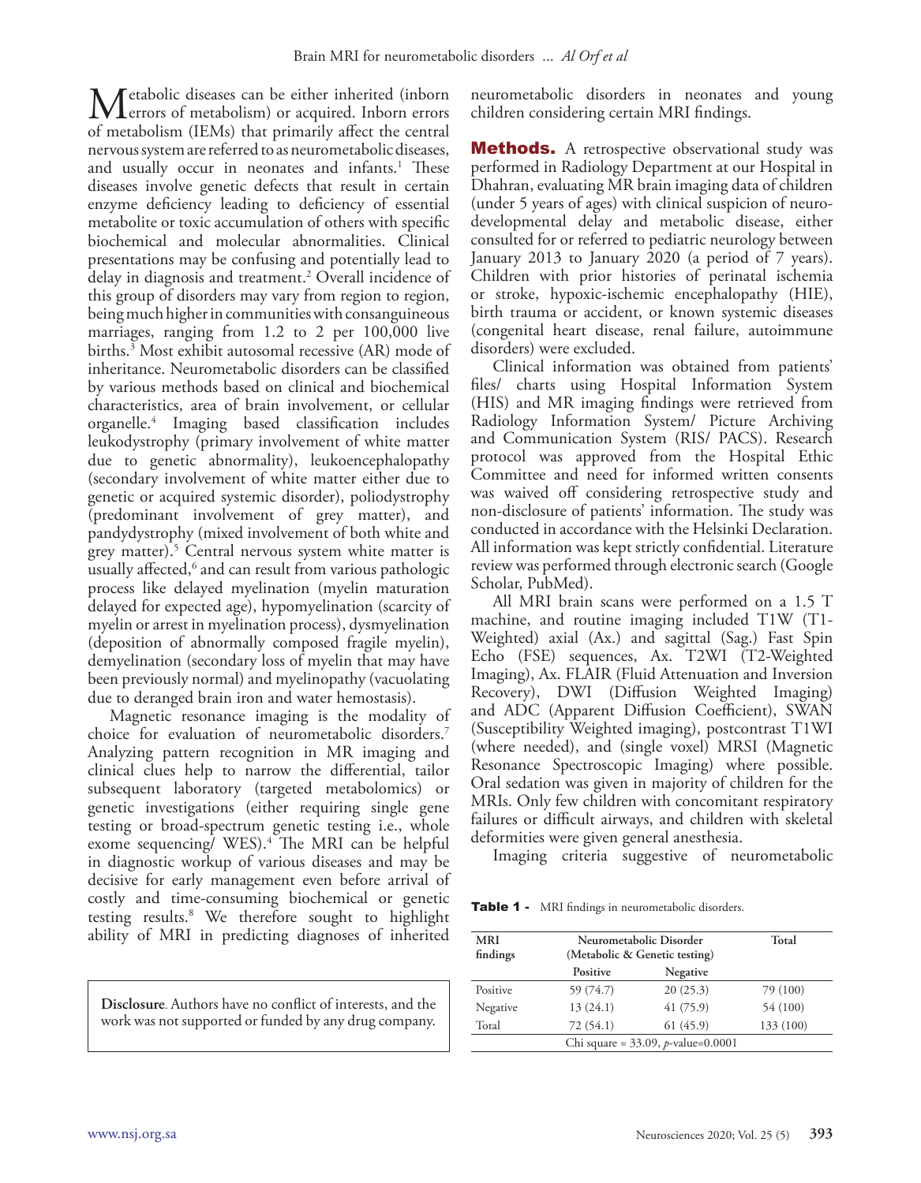Metabolic diseases can be either inherited (inborn errors of metabolism) or acquired. Inborn errors of metabolism (IEMs) that primarily affect the central nervous system are referred to as neurometabolic diseases, and usually occur in neonates and infants.[1] These diseases involve genetic defects that result in certain enzyme deficiency leading to deficiency of essential metabolite or toxic accumulation of others with specific biochemical and molecular abnormalities. Clinical presentations may be confusing and potentially lead to delay in diagnosis and treatment.[2] Overall incidence of this group of disorders may vary from region to region, being much higher in communities with consanguineous marriages, ranging from 1.2 to 2 per 100,000 live births.[3] Most exhibit autosomal recessive (AR) mode of inheritance. Neurometabolic disorders can be classified by various methods based on clinical and biochemical characteristics, area of brain involvement, or cellular organelle.[4] Imaging based classification includes leukodystrophy (primary involvement of white matter due to genetic abnormality), leukoencephalopathy (secondary involvement of white matter either due to genetic or acquired systemic disorder), poliodystrophy (predominant involvement of grey matter), and pandystrophy (mixed involvement of both white and grey matter).[5] Central nervous system white matter is usually affected,[6] and can result from various pathologic process like delayed myelination (myelin maturation delayed for expected age), hypomyelination (scarcity of myelin or arrest in myelination process), dysmyelination (deposition of abnormally composed fragile myelin), demyelination (secondary loss of myelin that may have been previously normal) and myelinopathy (vacuolating due to deranged brain iron and water hemostasis).

Magnetic resonance imaging is the modality of choice for evaluation of neurometabolic disorders.[7] Analyzing pattern recognition in MR imaging and clinical clues help to narrow the differential, tailor subsequent laboratory (targeted metabolomics) or genetic investigations (either requiring single gene testing or broad-spectrum genetic testing i.e., whole exome sequencing/ WES).[4] The MRI can be helpful in diagnostic workup of various diseases and may be decisive for early management even before arrival of costly and time-consuming biochemical or genetic testing results.[8] We therefore sought to highlight ability of MRI in predicting diagnoses of inherited neurometabolic disorders in neonates and young children considering certain MRI findings.

**Disclosure**. Authors have no conflict of interests, and the work was not supported or funded by any drug company.

## Methods.

A retrospective observational study was performed in Radiology Department at our Hospital in Dhahran, evaluating MR brain imaging data of children (under 5 years of ages) with clinical suspicion of neuro-developmental delay and metabolic disease, either consulted for or referred to pediatric neurology between January 2013 to January 2020 (a period of 7 years). Children with prior histories of perinatal ischemia or stroke, hypoxic-ischemic encephalopathy (HIE), birth trauma or accident, or known systemic diseases (congenital heart disease, renal failure, autoimmune disorders) were excluded.

Clinical information was obtained from patients' files/ charts using Hospital Information System (HIS) and MR imaging findings were retrieved from Radiology Information System/ Picture Archiving and Communication System (RIS/ PACS). Research protocol was approved from the Hospital Ethic Committee and need for informed written consents was waived off considering retrospective study and non-disclosure of patients' information. The study was conducted in accordance with the Helsinki Declaration. All information was kept strictly confidential. Literature review was performed through electronic search (Google Scholar, PubMed).

All MRI brain scans were performed on a 1.5 T machine, and routine imaging included T1W (T1-Weighted) axial (Ax.) and sagittal (Sag.) Fast Spin Echo (FSE) sequences, Ax. T2WI (T2-Weighted Imaging), Ax. FLAIR (Fluid Attenuation and Inversion Recovery), DWI (Diffusion Weighted Imaging) and ADC (Apparent Diffusion Coefficient), SWAN (Susceptibility Weighted imaging), postcontrast T1WI (where needed), and (single voxel) MRSI (Magnetic Resonance Spectroscopic Imaging) where possible. Oral sedation was given in majority of children for the MRIs. Only few children with concomitant respiratory failures or difficult airways, and children with skeletal deformities were given general anesthesia.

Imaging criteria suggestive of neurometabolic

**Table 1** - MRI findings in neurometabolic disorders.

| MRI findings | Neurometabolic Disorder (Metabolic & Genetic testing) | | Total |
|---|---|---|---|
| | Positive | Negative | |
| Positive | 59 (74.7) | 20 (25.3) | 79 (100) |
| Negative | 13 (24.1) | 41 (75.9) | 54 (100) |
| Total | 72 (54.1) | 61 (45.9) | 133 (100) |

Chi square = 33.09, $p$-value=0.0001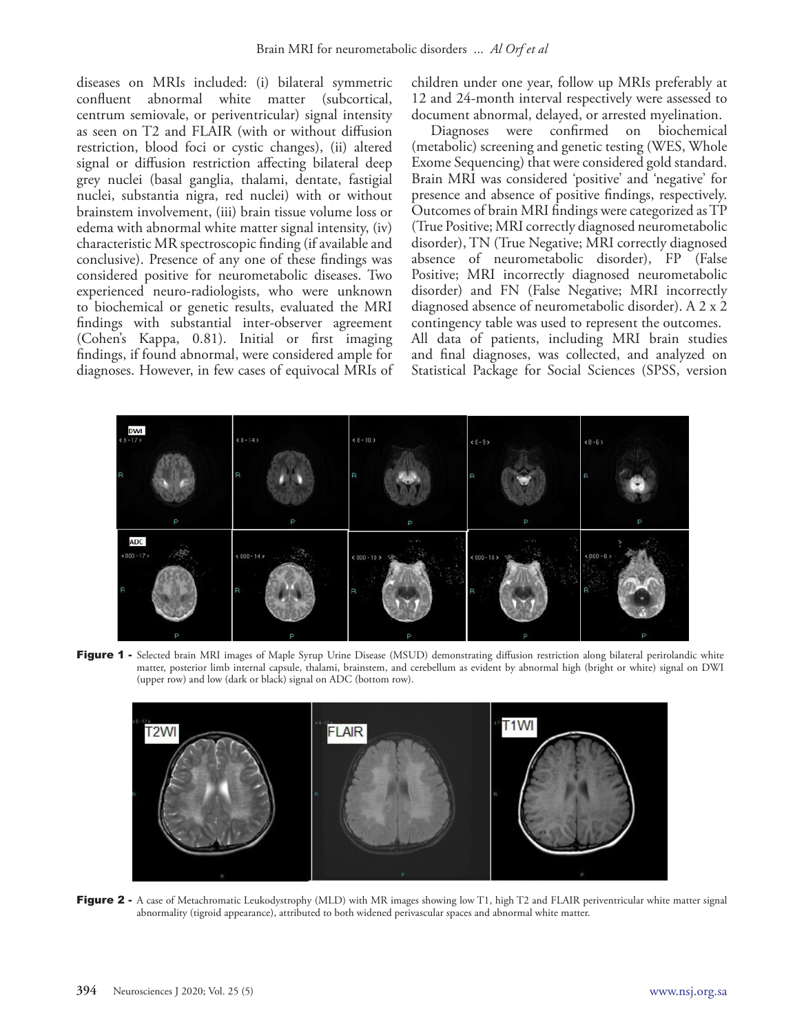diseases on MRIs included: (i) bilateral symmetric confluent abnormal white matter (subcortical, centrum semiovale, or periventricular) signal intensity as seen on T2 and FLAIR (with or without diffusion restriction, blood foci or cystic changes), (ii) altered signal or diffusion restriction affecting bilateral deep grey nuclei (basal ganglia, thalami, dentate, fastigial nuclei, substantia nigra, red nuclei) with or without brainstem involvement, (iii) brain tissue volume loss or edema with abnormal white matter signal intensity, (iv) characteristic MR spectroscopic finding (if available and conclusive). Presence of any one of these findings was considered positive for neurometabolic diseases. Two experienced neuro-radiologists, who were unknown to biochemical or genetic results, evaluated the MRI findings with substantial inter-observer agreement (Cohen's Kappa, 0.81). Initial or first imaging findings, if found abnormal, were considered ample for diagnoses. However, in few cases of equivocal MRIs of children under one year, follow up MRIs preferably at 12 and 24-month interval respectively were assessed to document abnormal, delayed, or arrested myelination.

Diagnoses were confirmed on biochemical (metabolic) screening and genetic testing (WES, Whole Exome Sequencing) that were considered gold standard. Brain MRI was considered 'positive' and 'negative' for presence and absence of positive findings, respectively. Outcomes of brain MRI findings were categorized as TP (True Positive; MRI correctly diagnosed neurometabolic disorder), TN (True Negative; MRI correctly diagnosed absence of neurometabolic disorder), FP (False Positive; MRI incorrectly diagnosed neurometabolic disorder) and FN (False Negative; MRI incorrectly diagnosed absence of neurometabolic disorder). A 2 x 2 contingency table was used to represent the outcomes. All data of patients, including MRI brain studies and final diagnoses, was collected, and analyzed on Statistical Package for Social Sciences (SPSS, version

**Figure 1** - Selected brain MRI images of Maple Syrup Urine Disease (MSUD) demonstrating diffusion restriction along bilateral perirolandic white matter, posterior limb internal capsule, thalami, brainstem, and cerebellum as evident by abnormal high (bright or white) signal on DWI (upper row) and low (dark or black) signal on ADC (bottom row).

**Figure 2** - A case of Metachromatic Leukodystrophy (MLD) with MR images showing low T1, high T2 and FLAIR periventricular white matter signal abnormality (tigroid appearance), attributed to both widened perivascular spaces and abnormal white matter.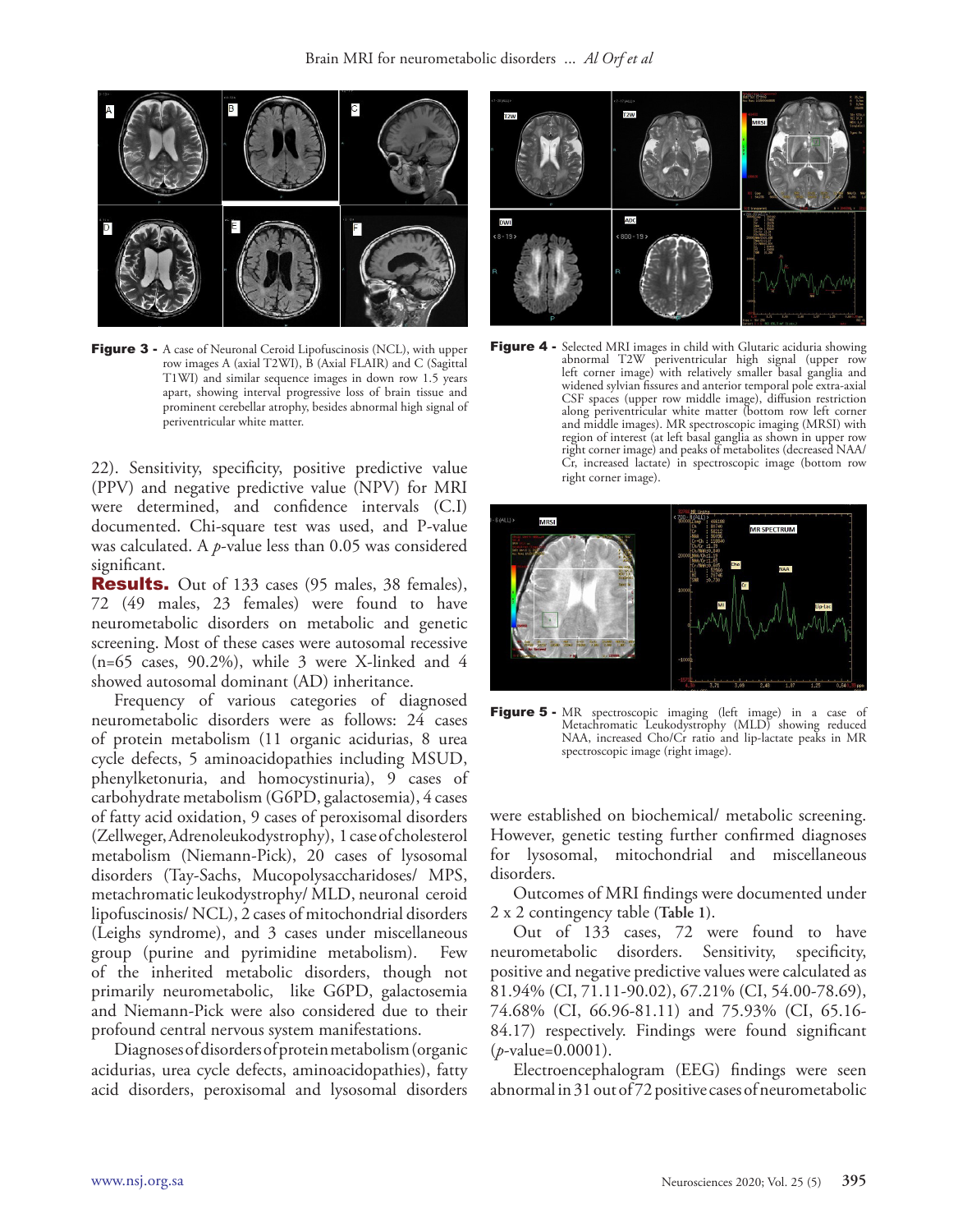Figure 3 - A case of Neuronal Ceroid Lipofuscinosis (NCL), with upper row images A (axial T2WI), B (Axial FLAIR) and C (Sagittal T1WI) and similar sequence images in down row 1.5 years apart, showing interval progressive loss of brain tissue and prominent cerebellar atrophy, besides abnormal high signal of periventricular white matter.

Figure 4 - Selected MRI images in child with Glutaric aciduria showing abnormal T2W periventricular high signal (upper row left corner image) with relatively smaller basal ganglia and widened sylvian fissures and anterior temporal pole extra-axial CSF spaces (upper row middle image), diffusion restriction along periventricular white matter (bottom row left corner and middle images). MR spectroscopic imaging (MRSI) with region of interest (at left basal ganglia as shown in upper row right corner image) and peaks of metabolites (decreased NAA/Cr, increased lactate) in spectroscopic image (bottom row right corner image).

Figure 5 - MR spectroscopic imaging (left image) in a case of Metachromatic Leukodystrophy (MLD) showing reduced NAA, increased Cho/Cr ratio and lip-lactate peaks in MR spectroscopic image (right image).

22). Sensitivity, specificity, positive predictive value (PPV) and negative predictive value (NPV) for MRI were determined, and confidence intervals (C.I) documented. Chi-square test was used, and P-value was calculated. A *p*-value less than 0.05 was considered significant.

**Results.** Out of 133 cases (95 males, 38 females), 72 (49 males, 23 females) were found to have neurometabolic disorders on metabolic and genetic screening. Most of these cases were autosomal recessive (n=65 cases, 90.2%), while 3 were X-linked and 4 showed autosomal dominant (AD) inheritance.

Frequency of various categories of diagnosed neurometabolic disorders were as follows: 24 cases of protein metabolism (11 organic acidurias, 8 urea cycle defects, 5 aminoacidopathies including MSUD, phenylketonuria, and homocystinuria), 9 cases of carbohydrate metabolism (G6PD, galactosemia), 4 cases of fatty acid oxidation, 9 cases of peroxisomal disorders (Zellweger, Adrenoleukodystrophy), 1 case of cholesterol metabolism (Niemann-Pick), 20 cases of lysosomal disorders (Tay-Sachs, Mucopolysaccharidoses/ MPS, metachromatic leukodystrophy/ MLD, neuronal ceroid lipofuscinosis/ NCL), 2 cases of mitochondrial disorders (Leighs syndrome), and 3 cases under miscellaneous group (purine and pyrimidine metabolism). Few of the inherited metabolic disorders, though not primarily neurometabolic, like G6PD, galactosemia and Niemann-Pick were also considered due to their profound central nervous system manifestations.

Diagnoses of disorders of protein metabolism (organic acidurias, urea cycle defects, aminoacidopathies), fatty acid disorders, peroxisomal and lysosomal disorders were established on biochemical/ metabolic screening. However, genetic testing further confirmed diagnoses for lysosomal, mitochondrial and miscellaneous disorders.

Outcomes of MRI findings were documented under 2 x 2 contingency table (**Table 1**).

Out of 133 cases, 72 were found to have neurometabolic disorders. Sensitivity, specificity, positive and negative predictive values were calculated as 81.94% (CI, 71.11-90.02), 67.21% (CI, 54.00-78.69), 74.68% (CI, 66.96-81.11) and 75.93% (CI, 65.16-84.17) respectively. Findings were found significant (*p*-value=0.0001).

Electroencephalogram (EEG) findings were seen abnormal in 31 out of 72 positive cases of neurometabolic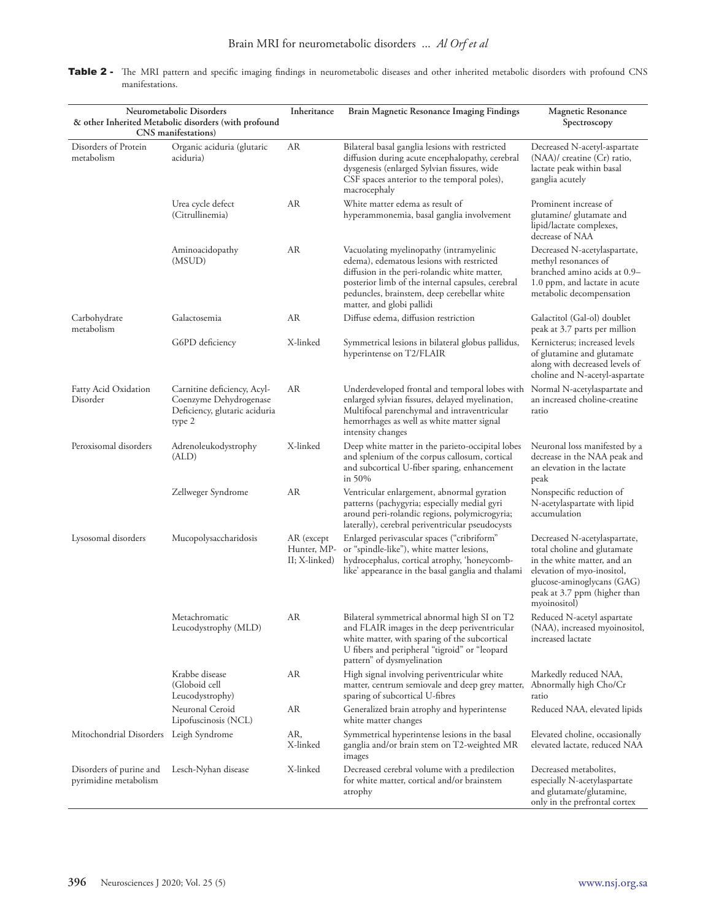**Table 2 -** The MRI pattern and specific imaging findings in neurometabolic diseases and other inherited metabolic disorders with profound CNS manifestations.

| Neurometabolic Disorders & other Inherited Metabolic disorders (with profound CNS manifestations) | | Inheritance | Brain Magnetic Resonance Imaging Findings | Magnetic Resonance Spectroscopy |
|---|---|---|---|---|
| Disorders of Protein metabolism | Organic aciduria (glutaric aciduria) | AR | Bilateral basal ganglia lesions with restricted diffusion during acute encephalopathy, cerebral dysgenesis (enlarged Sylvian fissures, wide CSF spaces anterior to the temporal poles), macrocephaly | Decreased N-acetyl-aspartate (NAA)/ creatine (Cr) ratio, lactate peak within basal ganglia acutely |
| | Urea cycle defect (Citrullinemia) | AR | White matter edema as result of hyperammonemia, basal ganglia involvement | Prominent increase of glutamine/ glutamate and lipid/lactate complexes, decrease of NAA |
| | Aminoacidopathy (MSUD) | AR | Vacuolating myelinopathy (intramyelinic edema), edematous lesions with restricted diffusion in the peri-rolandic white matter, posterior limb of the internal capsules, cerebral peduncles, brainstem, deep cerebellar white matter, and globi pallidi | Decreased N-acetylaspartate, methyl resonances of branched amino acids at 0.9–1.0 ppm, and lactate in acute metabolic decompensation |
| Carbohydrate metabolism | Galactosemia | AR | Diffuse edema, diffusion restriction | Galactitol (Gal-ol) doublet peak at 3.7 parts per million |
| | G6PD deficiency | X-linked | Symmetrical lesions in bilateral globus pallidus, hyperintense on T2/FLAIR | Kernicterus; increased levels of glutamine and glutamate along with decreased levels of choline and N-acetyl-aspartate |
| Fatty Acid Oxidation Disorder | Carnitine deficiency, Acyl-Coenzyme Dehydrogenase Deficiency, glutaric aciduria type 2 | AR | Underdeveloped frontal and temporal lobes with enlarged sylvian fissures, delayed myelination, Multifocal parenchymal and intraventricular hemorrhages as well as white matter signal intensity changes | Normal N-acetylaspartate and an increased choline-creatine ratio |
| Peroxisomal disorders | Adrenoleukodystrophy (ALD) | X-linked | Deep white matter in the parieto-occipital lobes and splenium of the corpus callosum, cortical and subcortical U-fiber sparing, enhancement in 50% | Neuronal loss manifested by a decrease in the NAA peak and an elevation in the lactate peak |
| | Zellweger Syndrome | AR | Ventricular enlargement, abnormal gyration patterns (pachygyria; especially medial gyri around peri-rolandic regions, polymicrogyria; laterally), cerebral periventricular pseudocysts | Nonspecific reduction of N-acetylaspartate with lipid accumulation |
| Lysosomal disorders | Mucopolysaccharidosis | AR (except Hunter, MP-II; X-linked) | Enlarged perivascular spaces ("cribriform" or "spindle-like"), white matter lesions, hydrocephalus, cortical atrophy, 'honeycomb-like' appearance in the basal ganglia and thalami | Decreased N-acetylaspartate, total choline and glutamate in the white matter, and an elevation of myo-inositol, glucose-aminoglycans (GAG) peak at 3.7 ppm (higher than myoinositol) |
| | Metachromatic Leucodystrophy (MLD) | AR | Bilateral symmetrical abnormal high SI on T2 and FLAIR images in the deep periventricular white matter, with sparing of the subcortical U fibers and peripheral "tigroid" or "leopard pattern" of dysmyelination | Reduced N-acetyl aspartate (NAA), increased myoinositol, increased lactate |
| | Krabbe disease (Globoid cell Leucodystrophy) | AR | High signal involving periventricular white matter, centrum semiovale and deep grey matter, sparing of subcortical U-fibres | Markedly reduced NAA, Abnormally high Cho/Cr ratio |
| | Neuronal Ceroid Lipofuscinosis (NCL) | AR | Generalized brain atrophy and hyperintense white matter changes | Reduced NAA, elevated lipids |
| Mitochondrial Disorders | Leigh Syndrome | AR, X-linked | Symmetrical hyperintense lesions in the basal ganglia and/or brain stem on T2-weighted MR images | Elevated choline, occasionally elevated lactate, reduced NAA |
| Disorders of purine and pyrimidine metabolism | Lesch-Nyhan disease | X-linked | Decreased cerebral volume with a predilection for white matter, cortical and/or brainstem atrophy | Decreased metabolites, especially N-acetylaspartate and glutamate/glutamine, only in the prefrontal cortex |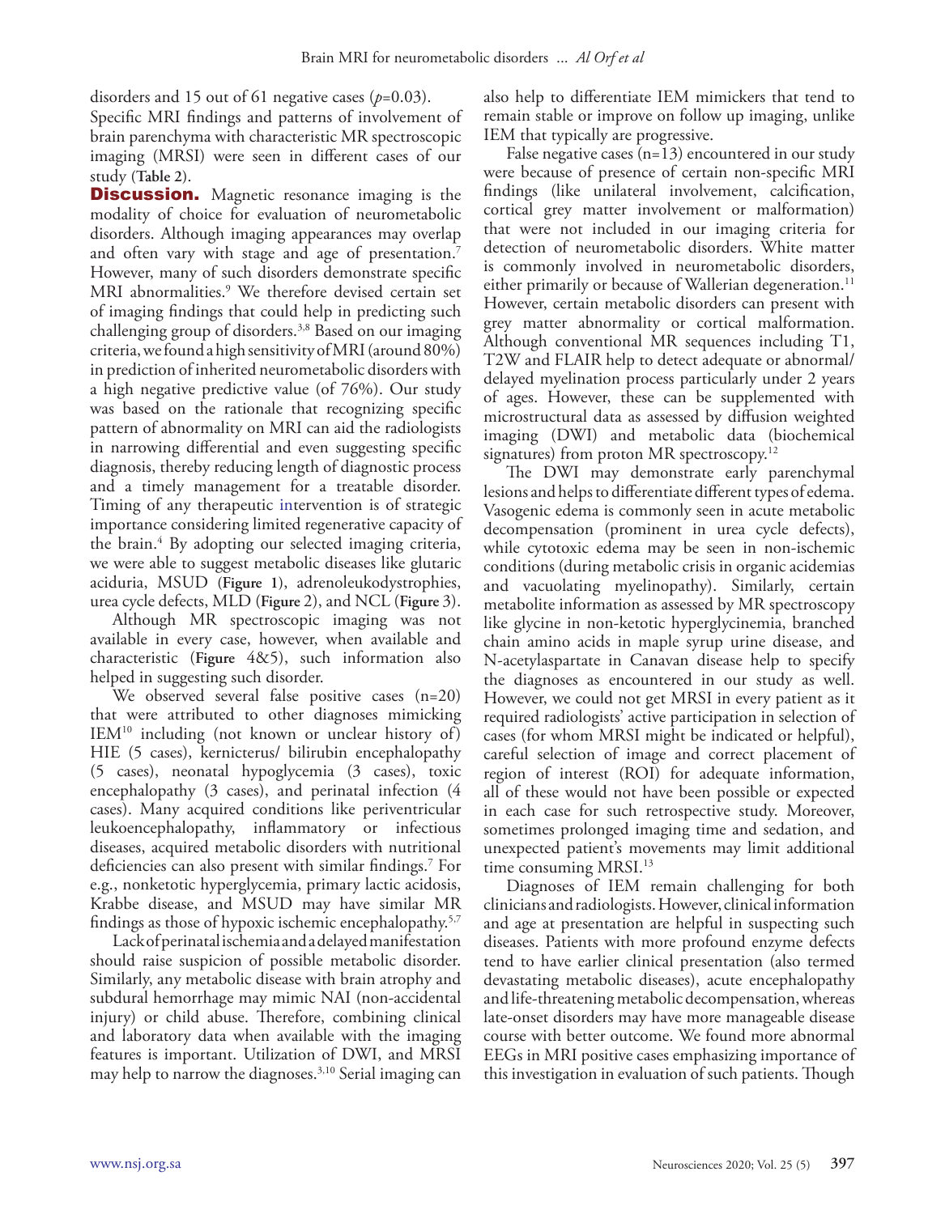disorders and 15 out of 61 negative cases ($p$=0.03). Specific MRI findings and patterns of involvement of brain parenchyma with characteristic MR spectroscopic imaging (MRSI) were seen in different cases of our study (**Table 2**).

**Discussion.** Magnetic resonance imaging is the modality of choice for evaluation of neurometabolic disorders. Although imaging appearances may overlap and often vary with stage and age of presentation.[7] However, many of such disorders demonstrate specific MRI abnormalities.[9] We therefore devised certain set of imaging findings that could help in predicting such challenging group of disorders.[3,8] Based on our imaging criteria, we found a high sensitivity of MRI (around 80%) in prediction of inherited neurometabolic disorders with a high negative predictive value (of 76%). Our study was based on the rationale that recognizing specific pattern of abnormality on MRI can aid the radiologists in narrowing differential and even suggesting specific diagnosis, thereby reducing length of diagnostic process and a timely management for a treatable disorder. Timing of any therapeutic intervention is of strategic importance considering limited regenerative capacity of the brain.[4] By adopting our selected imaging criteria, we were able to suggest metabolic diseases like glutaric aciduria, MSUD (**Figure 1**), adrenoleukodystrophies, urea cycle defects, MLD (**Figure 2**), and NCL (**Figure 3**).

Although MR spectroscopic imaging was not available in every case, however, when available and characteristic (**Figure 4&5**), such information also helped in suggesting such disorder.

We observed several false positive cases (n=20) that were attributed to other diagnoses mimicking IEM[10] including (not known or unclear history of) HIE (5 cases), kernicterus/ bilirubin encephalopathy (5 cases), neonatal hypoglycemia (3 cases), toxic encephalopathy (3 cases), and perinatal infection (4 cases). Many acquired conditions like periventricular leukoencephalopathy, inflammatory or infectious diseases, acquired metabolic disorders with nutritional deficiencies can also present with similar findings.[7] For e.g., nonketotic hyperglycemia, primary lactic acidosis, Krabbe disease, and MSUD may have similar MR findings as those of hypoxic ischemic encephalopathy.[5,7]

Lack of perinatal ischemia and a delayed manifestation should raise suspicion of possible metabolic disorder. Similarly, any metabolic disease with brain atrophy and subdural hemorrhage may mimic NAI (non-accidental injury) or child abuse. Therefore, combining clinical and laboratory data when available with the imaging features is important. Utilization of DWI, and MRSI may help to narrow the diagnoses.[3,10] Serial imaging can also help to differentiate IEM mimickers that tend to remain stable or improve on follow up imaging, unlike IEM that typically are progressive.

False negative cases (n=13) encountered in our study were because of presence of certain non-specific MRI findings (like unilateral involvement, calcification, cortical grey matter involvement or malformation) that were not included in our imaging criteria for detection of neurometabolic disorders. White matter is commonly involved in neurometabolic disorders, either primarily or because of Wallerian degeneration.[11] However, certain metabolic disorders can present with grey matter abnormality or cortical malformation. Although conventional MR sequences including T1, T2W and FLAIR help to detect adequate or abnormal/ delayed myelination process particularly under 2 years of ages. However, these can be supplemented with microstructural data as assessed by diffusion weighted imaging (DWI) and metabolic data (biochemical signatures) from proton MR spectroscopy.[12]

The DWI may demonstrate early parenchymal lesions and helps to differentiate different types of edema. Vasogenic edema is commonly seen in acute metabolic decompensation (prominent in urea cycle defects), while cytotoxic edema may be seen in non-ischemic conditions (during metabolic crisis in organic acidemias and vacuolating myelinopathy). Similarly, certain metabolite information as assessed by MR spectroscopy like glycine in non-ketotic hyperglycinemia, branched chain amino acids in maple syrup urine disease, and N-acetylaspartate in Canavan disease help to specify the diagnoses as encountered in our study as well. However, we could not get MRSI in every patient as it required radiologists' active participation in selection of cases (for whom MRSI might be indicated or helpful), careful selection of image and correct placement of region of interest (ROI) for adequate information, all of these would not have been possible or expected in each case for such retrospective study. Moreover, sometimes prolonged imaging time and sedation, and unexpected patient's movements may limit additional time consuming MRSI.[13]

Diagnoses of IEM remain challenging for both clinicians and radiologists. However, clinical information and age at presentation are helpful in suspecting such diseases. Patients with more profound enzyme defects tend to have earlier clinical presentation (also termed devastating metabolic diseases), acute encephalopathy and life-threatening metabolic decompensation, whereas late-onset disorders may have more manageable disease course with better outcome. We found more abnormal EEGs in MRI positive cases emphasizing importance of this investigation in evaluation of such patients. Though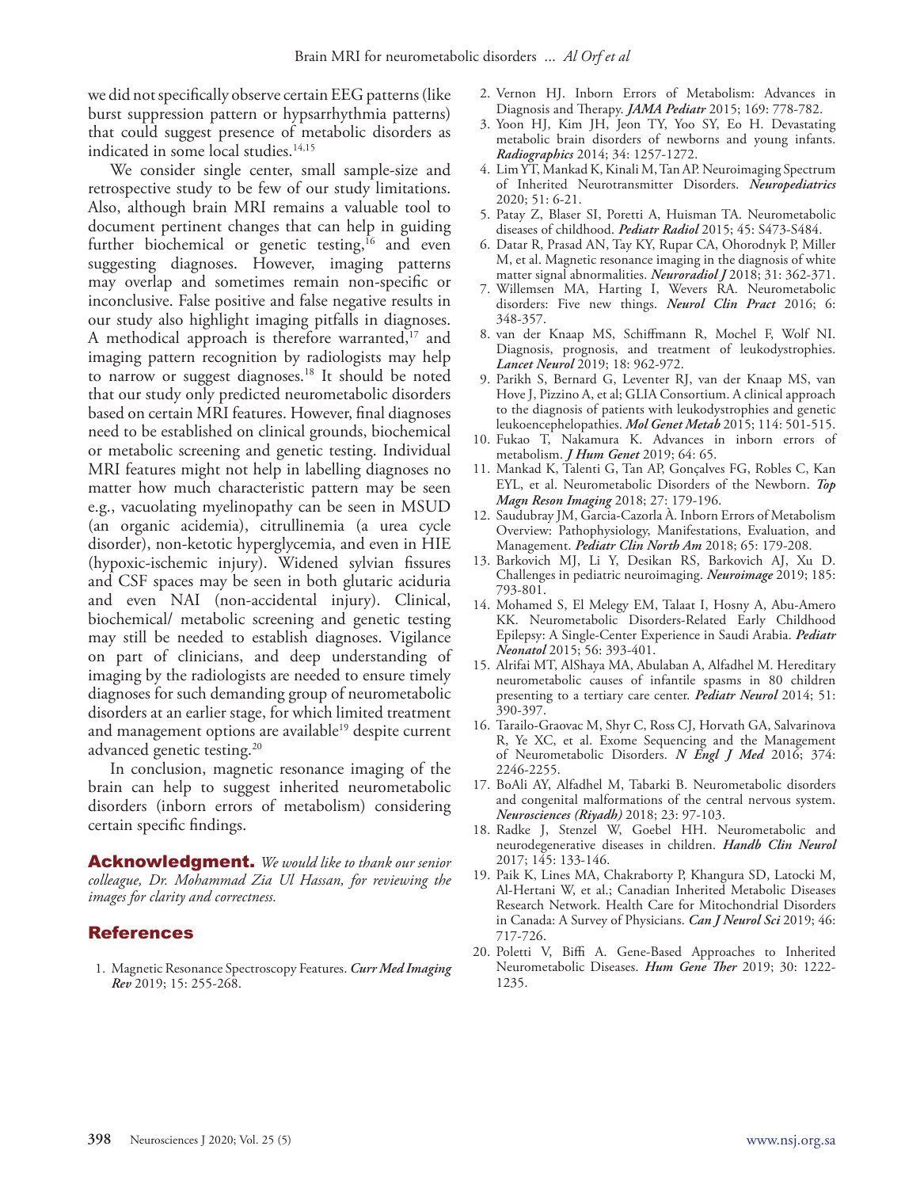we did not specifically observe certain EEG patterns (like burst suppression pattern or hypsarrhythmia patterns) that could suggest presence of metabolic disorders as indicated in some local studies.[14,15]

We consider single center, small sample-size and retrospective study to be few of our study limitations. Also, although brain MRI remains a valuable tool to document pertinent changes that can help in guiding further biochemical or genetic testing,[16] and even suggesting diagnoses. However, imaging patterns may overlap and sometimes remain non-specific or inconclusive. False positive and false negative results in our study also highlight imaging pitfalls in diagnoses. A methodical approach is therefore warranted,[17] and imaging pattern recognition by radiologists may help to narrow or suggest diagnoses.[18] It should be noted that our study only predicted neurometabolic disorders based on certain MRI features. However, final diagnoses need to be established on clinical grounds, biochemical or metabolic screening and genetic testing. Individual MRI features might not help in labelling diagnoses no matter how much characteristic pattern may be seen e.g., vacuolating myelinopathy can be seen in MSUD (an organic acidemia), citrullinemia (a urea cycle disorder), non-ketotic hyperglycemia, and even in HIE (hypoxic-ischemic injury). Widened sylvian fissures and CSF spaces may be seen in both glutaric aciduria and even NAI (non-accidental injury). Clinical, biochemical/ metabolic screening and genetic testing may still be needed to establish diagnoses. Vigilance on part of clinicians, and deep understanding of imaging by the radiologists are needed to ensure timely diagnoses for such demanding group of neurometabolic disorders at an earlier stage, for which limited treatment and management options are available[19] despite current advanced genetic testing.[20]

In conclusion, magnetic resonance imaging of the brain can help to suggest inherited neurometabolic disorders (inborn errors of metabolism) considering certain specific findings.

**Acknowledgment.** *We would like to thank our senior colleague, Dr. Mohammad Zia Ul Hassan, for reviewing the images for clarity and correctness.*

## References

1. Magnetic Resonance Spectroscopy Features. ***Curr Med Imaging Rev*** 2019; 15: 255-268.
2. Vernon HJ. Inborn Errors of Metabolism: Advances in Diagnosis and Therapy. ***JAMA Pediatr*** 2015; 169: 778-782.
3. Yoon HJ, Kim JH, Jeon TY, Yoo SY, Eo H. Devastating metabolic brain disorders of newborns and young infants. ***Radiographics*** 2014; 34: 1257-1272.
4. Lim YT, Mankad K, Kinali M, Tan AP. Neuroimaging Spectrum of Inherited Neurotransmitter Disorders. ***Neuropediatrics*** 2020; 51: 6-21.
5. Patay Z, Blaser SI, Poretti A, Huisman TA. Neurometabolic diseases of childhood. ***Pediatr Radiol*** 2015; 45: S473-S484.
6. Datar R, Prasad AN, Tay KY, Rupar CA, Ohorodnyk P, Miller M, et al. Magnetic resonance imaging in the diagnosis of white matter signal abnormalities. ***Neuroradiol J*** 2018; 31: 362-371.
7. Willemsen MA, Harting I, Wevers RA. Neurometabolic disorders: Five new things. ***Neurol Clin Pract*** 2016; 6: 348-357.
8. van der Knaap MS, Schiffmann R, Mochel F, Wolf NI. Diagnosis, prognosis, and treatment of leukodystrophies. ***Lancet Neurol*** 2019; 18: 962-972.
9. Parikh S, Bernard G, Leventer RJ, van der Knaap MS, van Hove J, Pizzino A, et al; GLIA Consortium. A clinical approach to the diagnosis of patients with leukodystrophies and genetic leukoencephelopathies. ***Mol Genet Metab*** 2015; 114: 501-515.
10. Fukao T, Nakamura K. Advances in inborn errors of metabolism. ***J Hum Genet*** 2019; 64: 65.
11. Mankad K, Talenti G, Tan AP, Gonçalves FG, Robles C, Kan EYL, et al. Neurometabolic Disorders of the Newborn. ***Top Magn Reson Imaging*** 2018; 27: 179-196.
12. Saudubray JM, Garcia-Cazorla À. Inborn Errors of Metabolism Overview: Pathophysiology, Manifestations, Evaluation, and Management. ***Pediatr Clin North Am*** 2018; 65: 179-208.
13. Barkovich MJ, Li Y, Desikan RS, Barkovich AJ, Xu D. Challenges in pediatric neuroimaging. ***Neuroimage*** 2019; 185: 793-801.
14. Mohamed S, El Melegy EM, Talaat I, Hosny A, Abu-Amero KK. Neurometabolic Disorders-Related Early Childhood Epilepsy: A Single-Center Experience in Saudi Arabia. ***Pediatr Neonatol*** 2015; 56: 393-401.
15. Alrifai MT, AlShaya MA, Abulaban A, Alfadhel M. Hereditary neurometabolic causes of infantile spasms in 80 children presenting to a tertiary care center. ***Pediatr Neurol*** 2014; 51: 390-397.
16. Tarailo-Graovac M, Shyr C, Ross CJ, Horvath GA, Salvarinova R, Ye XC, et al. Exome Sequencing and the Management of Neurometabolic Disorders. ***N Engl J Med*** 2016; 374: 2246-2255.
17. BoAli AY, Alfadhel M, Tabarki B. Neurometabolic disorders and congenital malformations of the central nervous system. ***Neurosciences (Riyadh)*** 2018; 23: 97-103.
18. Radke J, Stenzel W, Goebel HH. Neurometabolic and neurodegenerative diseases in children. ***Handb Clin Neurol*** 2017; 145: 133-146.
19. Paik K, Lines MA, Chakraborty P, Khangura SD, Latocki M, Al-Hertani W, et al.; Canadian Inherited Metabolic Diseases Research Network. Health Care for Mitochondrial Disorders in Canada: A Survey of Physicians. ***Can J Neurol Sci*** 2019; 46: 717-726.
20. Poletti V, Biffi A. Gene-Based Approaches to Inherited Neurometabolic Diseases. ***Hum Gene Ther*** 2019; 30: 1222-1235.